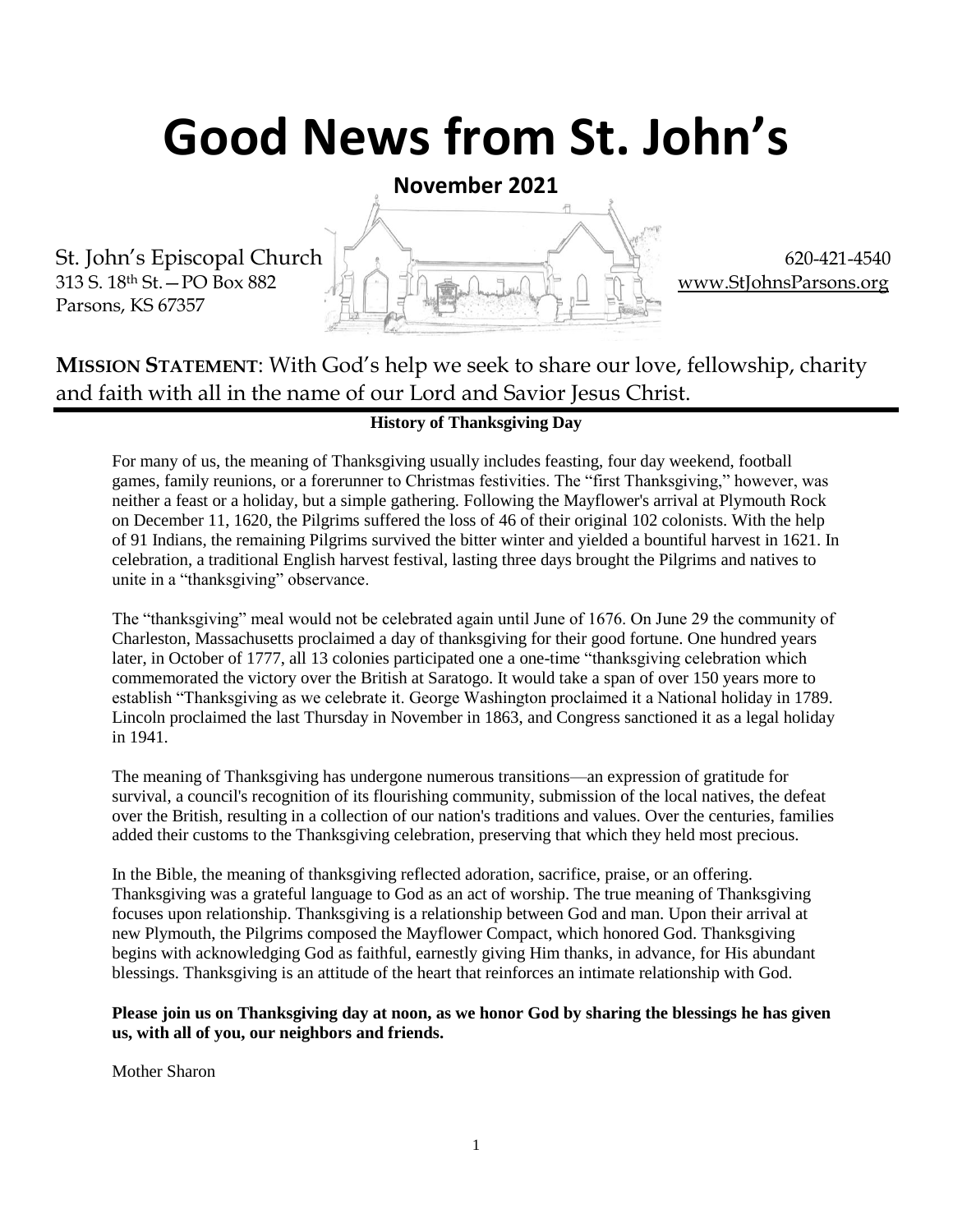# Good News from St. John's

**November 2021**

St. John's Episcopal Church
313 S. 18th St.—PO Box 882
Parsons, KS 67357

620-421-4540
www.StJohnsParsons.org

**MISSION STATEMENT**: With God's help we seek to share our love, fellowship, charity and faith with all in the name of our Lord and Savior Jesus Christ.

## History of Thanksgiving Day

For many of us, the meaning of Thanksgiving usually includes feasting, four day weekend, football games, family reunions, or a forerunner to Christmas festivities. The "first Thanksgiving," however, was neither a feast or a holiday, but a simple gathering. Following the Mayflower's arrival at Plymouth Rock on December 11, 1620, the Pilgrims suffered the loss of 46 of their original 102 colonists. With the help of 91 Indians, the remaining Pilgrims survived the bitter winter and yielded a bountiful harvest in 1621. In celebration, a traditional English harvest festival, lasting three days brought the Pilgrims and natives to unite in a "thanksgiving" observance.

The "thanksgiving" meal would not be celebrated again until June of 1676. On June 29 the community of Charleston, Massachusetts proclaimed a day of thanksgiving for their good fortune. One hundred years later, in October of 1777, all 13 colonies participated one a one-time "thanksgiving celebration which commemorated the victory over the British at Saratoga. It would take a span of over 150 years more to establish "Thanksgiving as we celebrate it. George Washington proclaimed it a National holiday in 1789. Lincoln proclaimed the last Thursday in November in 1863, and Congress sanctioned it as a legal holiday in 1941.

The meaning of Thanksgiving has undergone numerous transitions—an expression of gratitude for survival, a council's recognition of its flourishing community, submission of the local natives, the defeat over the British, resulting in a collection of our nation's traditions and values. Over the centuries, families added their customs to the Thanksgiving celebration, preserving that which they held most precious.

In the Bible, the meaning of thanksgiving reflected adoration, sacrifice, praise, or an offering. Thanksgiving was a grateful language to God as an act of worship. The true meaning of Thanksgiving focuses upon relationship. Thanksgiving is a relationship between God and man. Upon their arrival at new Plymouth, the Pilgrims composed the Mayflower Compact, which honored God. Thanksgiving begins with acknowledging God as faithful, earnestly giving Him thanks, in advance, for His abundant blessings. Thanksgiving is an attitude of the heart that reinforces an intimate relationship with God.

**Please join us on Thanksgiving day at noon, as we honor God by sharing the blessings he has given us, with all of you, our neighbors and friends.**

Mother Sharon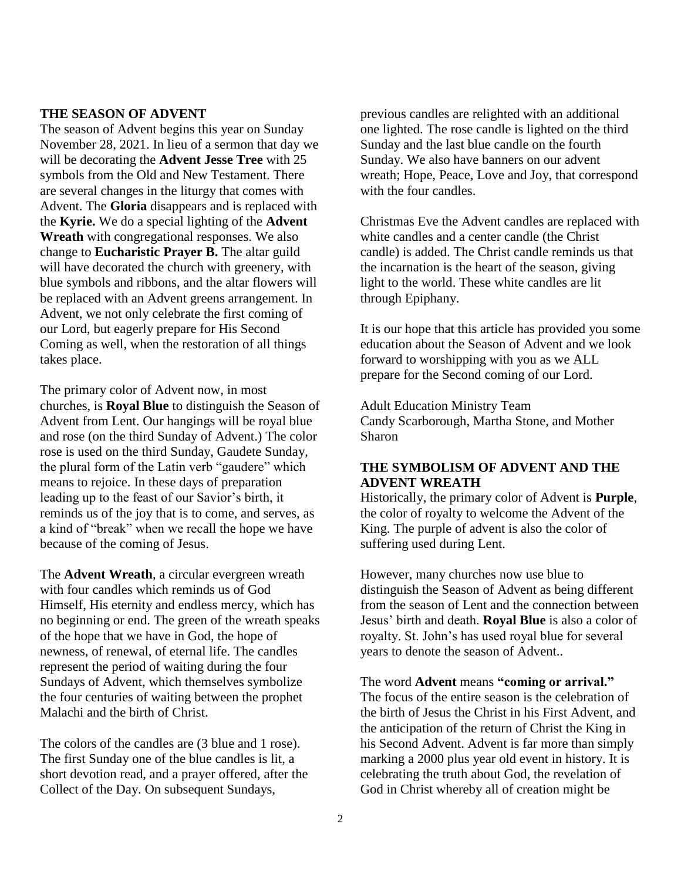## THE SEASON OF ADVENT

The season of Advent begins this year on Sunday November 28, 2021. In lieu of a sermon that day we will be decorating the **Advent Jesse Tree** with 25 symbols from the Old and New Testament. There are several changes in the liturgy that comes with Advent. The **Gloria** disappears and is replaced with the **Kyrie.** We do a special lighting of the **Advent Wreath** with congregational responses. We also change to **Eucharistic Prayer B.** The altar guild will have decorated the church with greenery, with blue symbols and ribbons, and the altar flowers will be replaced with an Advent greens arrangement. In Advent, we not only celebrate the first coming of our Lord, but eagerly prepare for His Second Coming as well, when the restoration of all things takes place.

The primary color of Advent now, in most churches, is **Royal Blue** to distinguish the Season of Advent from Lent. Our hangings will be royal blue and rose (on the third Sunday of Advent.) The color rose is used on the third Sunday, Gaudete Sunday, the plural form of the Latin verb "gaudere" which means to rejoice. In these days of preparation leading up to the feast of our Savior's birth, it reminds us of the joy that is to come, and serves, as a kind of "break" when we recall the hope we have because of the coming of Jesus.

The **Advent Wreath**, a circular evergreen wreath with four candles which reminds us of God Himself, His eternity and endless mercy, which has no beginning or end. The green of the wreath speaks of the hope that we have in God, the hope of newness, of renewal, of eternal life. The candles represent the period of waiting during the four Sundays of Advent, which themselves symbolize the four centuries of waiting between the prophet Malachi and the birth of Christ.

The colors of the candles are (3 blue and 1 rose). The first Sunday one of the blue candles is lit, a short devotion read, and a prayer offered, after the Collect of the Day. On subsequent Sundays, previous candles are relighted with an additional one lighted. The rose candle is lighted on the third Sunday and the last blue candle on the fourth Sunday. We also have banners on our advent wreath; Hope, Peace, Love and Joy, that correspond with the four candles.

Christmas Eve the Advent candles are replaced with white candles and a center candle (the Christ candle) is added. The Christ candle reminds us that the incarnation is the heart of the season, giving light to the world. These white candles are lit through Epiphany.

It is our hope that this article has provided you some education about the Season of Advent and we look forward to worshipping with you as we ALL prepare for the Second coming of our Lord.

Adult Education Ministry Team
Candy Scarborough, Martha Stone, and Mother Sharon

## THE SYMBOLISM OF ADVENT AND THE ADVENT WREATH

Historically, the primary color of Advent is **Purple**, the color of royalty to welcome the Advent of the King. The purple of advent is also the color of suffering used during Lent.

However, many churches now use blue to distinguish the Season of Advent as being different from the season of Lent and the connection between Jesus' birth and death. **Royal Blue** is also a color of royalty. St. John's has used royal blue for several years to denote the season of Advent..

The word **Advent** means **"coming or arrival."** The focus of the entire season is the celebration of the birth of Jesus the Christ in his First Advent, and the anticipation of the return of Christ the King in his Second Advent. Advent is far more than simply marking a 2000 plus year old event in history. It is celebrating the truth about God, the revelation of God in Christ whereby all of creation might be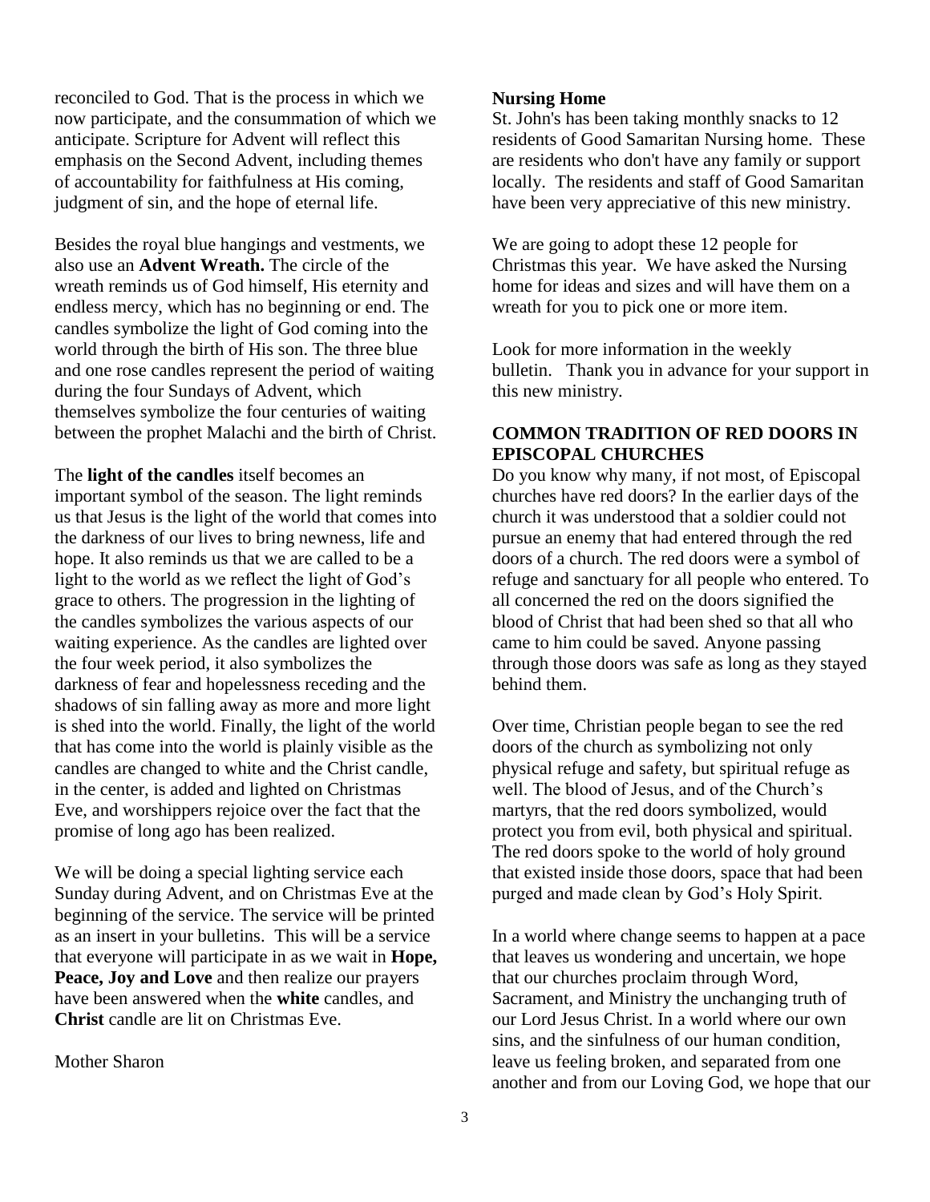reconciled to God. That is the process in which we now participate, and the consummation of which we anticipate. Scripture for Advent will reflect this emphasis on the Second Advent, including themes of accountability for faithfulness at His coming, judgment of sin, and the hope of eternal life.

Besides the royal blue hangings and vestments, we also use an **Advent Wreath.** The circle of the wreath reminds us of God himself, His eternity and endless mercy, which has no beginning or end. The candles symbolize the light of God coming into the world through the birth of His son. The three blue and one rose candles represent the period of waiting during the four Sundays of Advent, which themselves symbolize the four centuries of waiting between the prophet Malachi and the birth of Christ.

The **light of the candles** itself becomes an important symbol of the season. The light reminds us that Jesus is the light of the world that comes into the darkness of our lives to bring newness, life and hope. It also reminds us that we are called to be a light to the world as we reflect the light of God's grace to others. The progression in the lighting of the candles symbolizes the various aspects of our waiting experience. As the candles are lighted over the four week period, it also symbolizes the darkness of fear and hopelessness receding and the shadows of sin falling away as more and more light is shed into the world. Finally, the light of the world that has come into the world is plainly visible as the candles are changed to white and the Christ candle, in the center, is added and lighted on Christmas Eve, and worshippers rejoice over the fact that the promise of long ago has been realized.

We will be doing a special lighting service each Sunday during Advent, and on Christmas Eve at the beginning of the service. The service will be printed as an insert in your bulletins. This will be a service that everyone will participate in as we wait in **Hope, Peace, Joy and Love** and then realize our prayers have been answered when the **white** candles, and **Christ** candle are lit on Christmas Eve.

Mother Sharon

**Nursing Home**

St. John's has been taking monthly snacks to 12 residents of Good Samaritan Nursing home. These are residents who don't have any family or support locally. The residents and staff of Good Samaritan have been very appreciative of this new ministry.

We are going to adopt these 12 people for Christmas this year. We have asked the Nursing home for ideas and sizes and will have them on a wreath for you to pick one or more item.

Look for more information in the weekly bulletin. Thank you in advance for your support in this new ministry.

**COMMON TRADITION OF RED DOORS IN EPISCOPAL CHURCHES**

Do you know why many, if not most, of Episcopal churches have red doors? In the earlier days of the church it was understood that a soldier could not pursue an enemy that had entered through the red doors of a church. The red doors were a symbol of refuge and sanctuary for all people who entered. To all concerned the red on the doors signified the blood of Christ that had been shed so that all who came to him could be saved. Anyone passing through those doors was safe as long as they stayed behind them.

Over time, Christian people began to see the red doors of the church as symbolizing not only physical refuge and safety, but spiritual refuge as well. The blood of Jesus, and of the Church's martyrs, that the red doors symbolized, would protect you from evil, both physical and spiritual. The red doors spoke to the world of holy ground that existed inside those doors, space that had been purged and made clean by God's Holy Spirit.

In a world where change seems to happen at a pace that leaves us wondering and uncertain, we hope that our churches proclaim through Word, Sacrament, and Ministry the unchanging truth of our Lord Jesus Christ. In a world where our own sins, and the sinfulness of our human condition, leave us feeling broken, and separated from one another and from our Loving God, we hope that our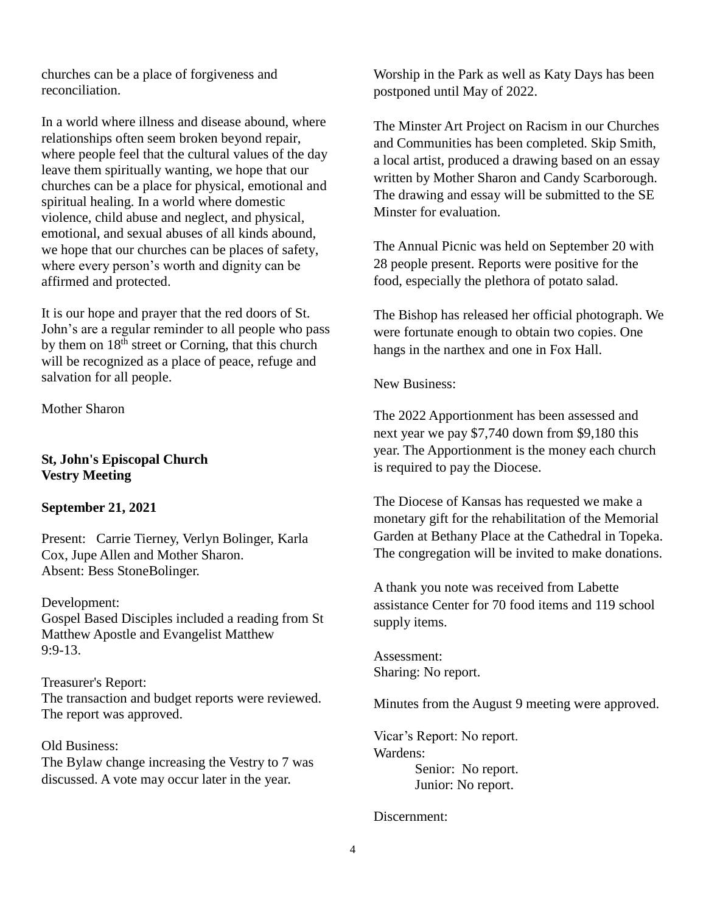churches can be a place of forgiveness and reconciliation.

In a world where illness and disease abound, where relationships often seem broken beyond repair, where people feel that the cultural values of the day leave them spiritually wanting, we hope that our churches can be a place for physical, emotional and spiritual healing. In a world where domestic violence, child abuse and neglect, and physical, emotional, and sexual abuses of all kinds abound, we hope that our churches can be places of safety, where every person's worth and dignity can be affirmed and protected.

It is our hope and prayer that the red doors of St. John's are a regular reminder to all people who pass by them on 18th street or Corning, that this church will be recognized as a place of peace, refuge and salvation for all people.

Mother Sharon

**St, John's Episcopal Church**
**Vestry Meeting**

**September 21, 2021**

Present: Carrie Tierney, Verlyn Bolinger, Karla Cox, Jupe Allen and Mother Sharon.
Absent: Bess StoneBolinger.

Development:
Gospel Based Disciples included a reading from St Matthew Apostle and Evangelist Matthew 9:9-13.

Treasurer's Report:
The transaction and budget reports were reviewed. The report was approved.

Old Business:
The Bylaw change increasing the Vestry to 7 was discussed. A vote may occur later in the year.

Worship in the Park as well as Katy Days has been postponed until May of 2022.

The Minster Art Project on Racism in our Churches and Communities has been completed. Skip Smith, a local artist, produced a drawing based on an essay written by Mother Sharon and Candy Scarborough. The drawing and essay will be submitted to the SE Minster for evaluation.

The Annual Picnic was held on September 20 with 28 people present. Reports were positive for the food, especially the plethora of potato salad.

The Bishop has released her official photograph. We were fortunate enough to obtain two copies. One hangs in the narthex and one in Fox Hall.

New Business:

The 2022 Apportionment has been assessed and next year we pay $7,740 down from $9,180 this year. The Apportionment is the money each church is required to pay the Diocese.

The Diocese of Kansas has requested we make a monetary gift for the rehabilitation of the Memorial Garden at Bethany Place at the Cathedral in Topeka. The congregation will be invited to make donations.

A thank you note was received from Labette assistance Center for 70 food items and 119 school supply items.

Assessment:
Sharing: No report.

Minutes from the August 9 meeting were approved.

Vicar's Report: No report.
Wardens:
Senior: No report.
Junior: No report.

Discernment: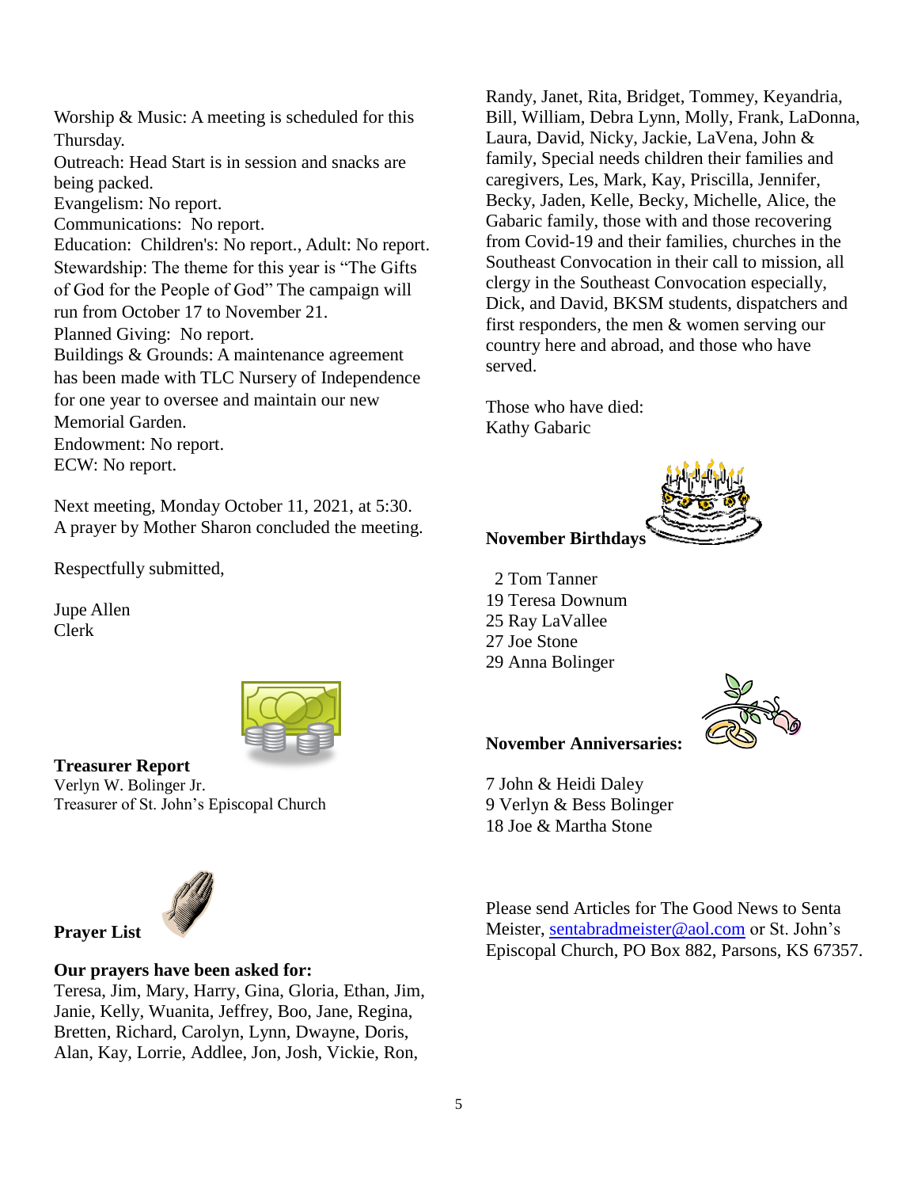Worship & Music: A meeting is scheduled for this Thursday.
Outreach: Head Start is in session and snacks are being packed.
Evangelism: No report.
Communications: No report.
Education: Children's: No report., Adult: No report.
Stewardship: The theme for this year is “The Gifts of God for the People of God” The campaign will run from October 17 to November 21.
Planned Giving: No report.
Buildings & Grounds: A maintenance agreement has been made with TLC Nursery of Independence for one year to oversee and maintain our new Memorial Garden.
Endowment: No report.
ECW: No report.

Next meeting, Monday October 11, 2021, at 5:30. A prayer by Mother Sharon concluded the meeting.

Respectfully submitted,

Jupe Allen
Clerk

**Treasurer Report**
Verlyn W. Bolinger Jr.
Treasurer of St. John’s Episcopal Church

**Prayer List**

**Our prayers have been asked for:**
Teresa, Jim, Mary, Harry, Gina, Gloria, Ethan, Jim, Janie, Kelly, Wuanita, Jeffrey, Boo, Jane, Regina, Bretten, Richard, Carolyn, Lynn, Dwayne, Doris, Alan, Kay, Lorrie, Addlee, Jon, Josh, Vickie, Ron, Randy, Janet, Rita, Bridget, Tommey, Keyandria, Bill, William, Debra Lynn, Molly, Frank, LaDonna, Laura, David, Nicky, Jackie, LaVena, John & family, Special needs children their families and caregivers, Les, Mark, Kay, Priscilla, Jennifer, Becky, Jaden, Kelle, Becky, Michelle, Alice, the Gabaric family, those with and those recovering from Covid-19 and their families, churches in the Southeast Convocation in their call to mission, all clergy in the Southeast Convocation especially, Dick, and David, BKSM students, dispatchers and first responders, the men & women serving our country here and abroad, and those who have served.

Those who have died:
Kathy Gabaric

**November Birthdays**

2 Tom Tanner
19 Teresa Downum
25 Ray LaVallee
27 Joe Stone
29 Anna Bolinger

**November Anniversaries:**

7 John & Heidi Daley
9 Verlyn & Bess Bolinger
18 Joe & Martha Stone

Please send Articles for The Good News to Senta Meister, sentabradmeister@aol.com or St. John’s Episcopal Church, PO Box 882, Parsons, KS 67357.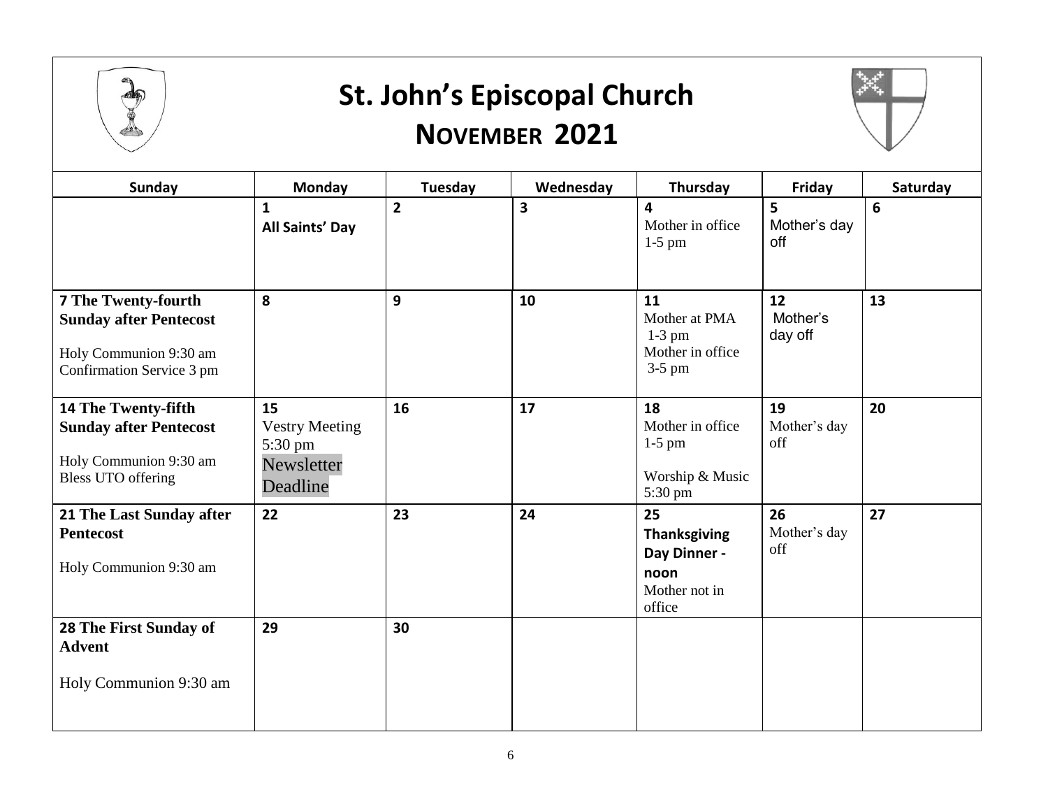# St. John's Episcopal Church

## November 2021

| Sunday | Monday | Tuesday | Wednesday | Thursday | Friday | Saturday |
|---|---|---|---|---|---|---|
| | **1** **All Saints' Day** | **2** | **3** | **4** Mother in office 1-5 pm | **5** Mother's day off | **6** |
| **7 The Twenty-fourth Sunday after Pentecost** Holy Communion 9:30 am Confirmation Service 3 pm | **8** | **9** | **10** | **11** Mother at PMA 1-3 pm Mother in office 3-5 pm | **12** Mother's day off | **13** |
| **14 The Twenty-fifth Sunday after Pentecost** Holy Communion 9:30 am Bless UTO offering | **15** Vestry Meeting 5:30 pm Newsletter Deadline | **16** | **17** | **18** Mother in office 1-5 pm Worship & Music 5:30 pm | **19** Mother's day off | **20** |
| **21 The Last Sunday after Pentecost** Holy Communion 9:30 am | **22** | **23** | **24** | **25** **Thanksgiving Day Dinner - noon** Mother not in office | **26** Mother's day off | **27** |
| **28 The First Sunday of Advent** Holy Communion 9:30 am | **29** | **30** | | | | |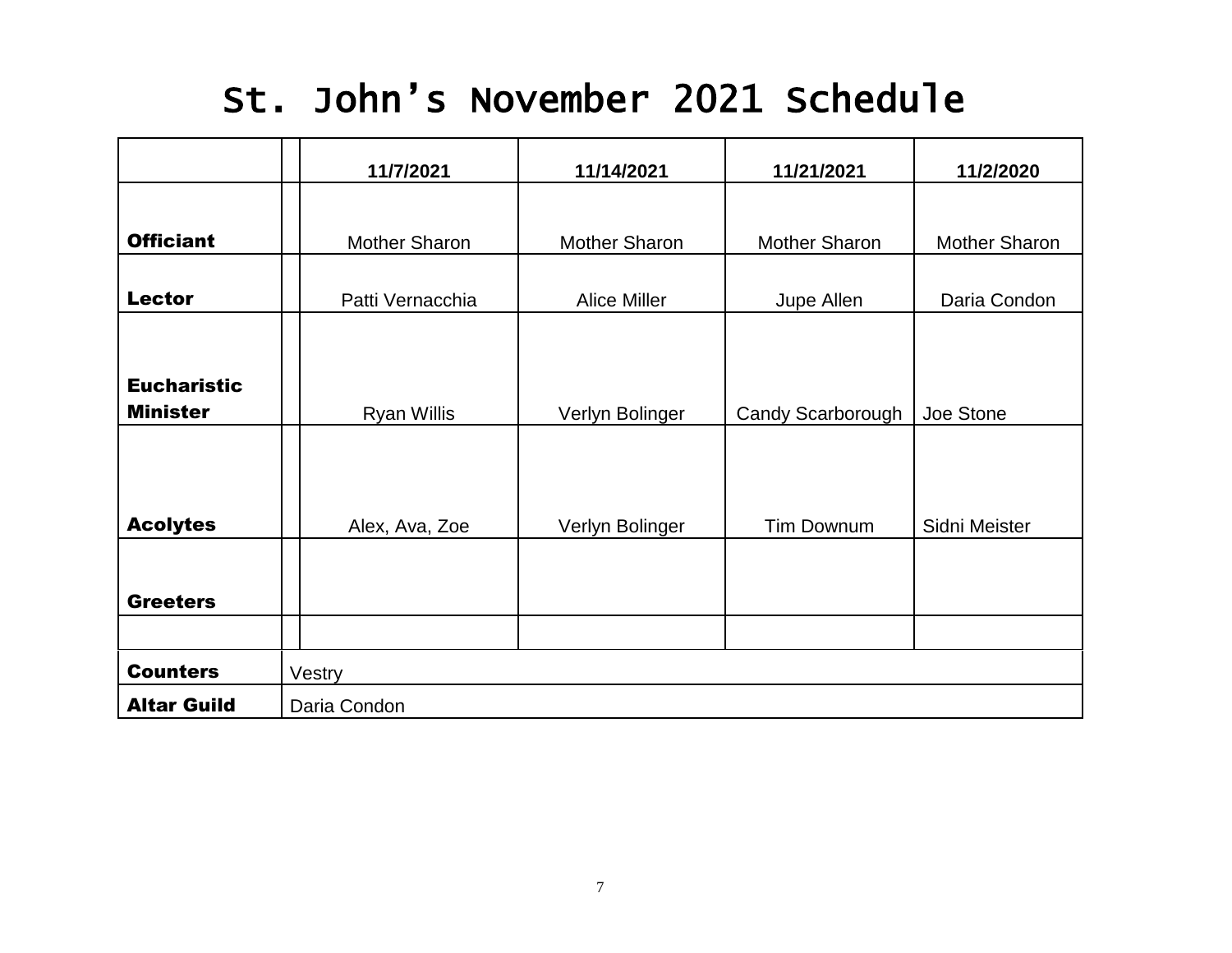# St. John's November 2021 Schedule

| | | 11/7/2021 | 11/14/2021 | 11/21/2021 | 11/2/2020 |
|---|---|---|---|---|---|
| **Officiant** | | Mother Sharon | Mother Sharon | Mother Sharon | Mother Sharon |
| **Lector** | | Patti Vernacchia | Alice Miller | Jupe Allen | Daria Condon |
| **Eucharistic Minister** | | Ryan Willis | Verlyn Bolinger | Candy Scarborough | Joe Stone |
| **Acolytes** | | Alex, Ava, Zoe | Verlyn Bolinger | Tim Downum | Sidni Meister |
| **Greeters** | | | | | |
| | | | | | |
| **Counters** | Vestry | | | | |
| **Altar Guild** | Daria Condon | | | | |